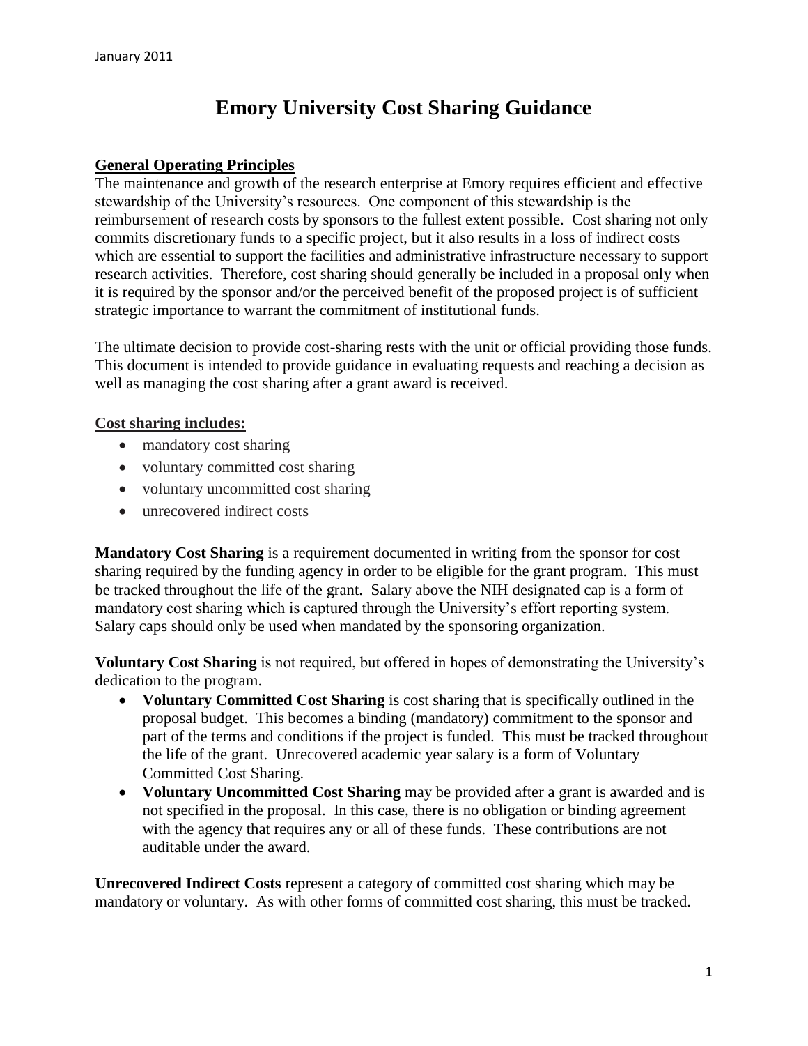January 2011

# Emory University Cost Sharing Guidance

## General Operating Principles

The maintenance and growth of the research enterprise at Emory requires efficient and effective stewardship of the University's resources. One component of this stewardship is the reimbursement of research costs by sponsors to the fullest extent possible. Cost sharing not only commits discretionary funds to a specific project, but it also results in a loss of indirect costs which are essential to support the facilities and administrative infrastructure necessary to support research activities. Therefore, cost sharing should generally be included in a proposal only when it is required by the sponsor and/or the perceived benefit of the proposed project is of sufficient strategic importance to warrant the commitment of institutional funds.

The ultimate decision to provide cost-sharing rests with the unit or official providing those funds. This document is intended to provide guidance in evaluating requests and reaching a decision as well as managing the cost sharing after a grant award is received.

## Cost sharing includes:

- mandatory cost sharing
- voluntary committed cost sharing
- voluntary uncommitted cost sharing
- unrecovered indirect costs

**Mandatory Cost Sharing** is a requirement documented in writing from the sponsor for cost sharing required by the funding agency in order to be eligible for the grant program. This must be tracked throughout the life of the grant. Salary above the NIH designated cap is a form of mandatory cost sharing which is captured through the University's effort reporting system. Salary caps should only be used when mandated by the sponsoring organization.

**Voluntary Cost Sharing** is not required, but offered in hopes of demonstrating the University's dedication to the program.

- **Voluntary Committed Cost Sharing** is cost sharing that is specifically outlined in the proposal budget. This becomes a binding (mandatory) commitment to the sponsor and part of the terms and conditions if the project is funded. This must be tracked throughout the life of the grant. Unrecovered academic year salary is a form of Voluntary Committed Cost Sharing.
- **Voluntary Uncommitted Cost Sharing** may be provided after a grant is awarded and is not specified in the proposal. In this case, there is no obligation or binding agreement with the agency that requires any or all of these funds. These contributions are not auditable under the award.

**Unrecovered Indirect Costs** represent a category of committed cost sharing which may be mandatory or voluntary. As with other forms of committed cost sharing, this must be tracked.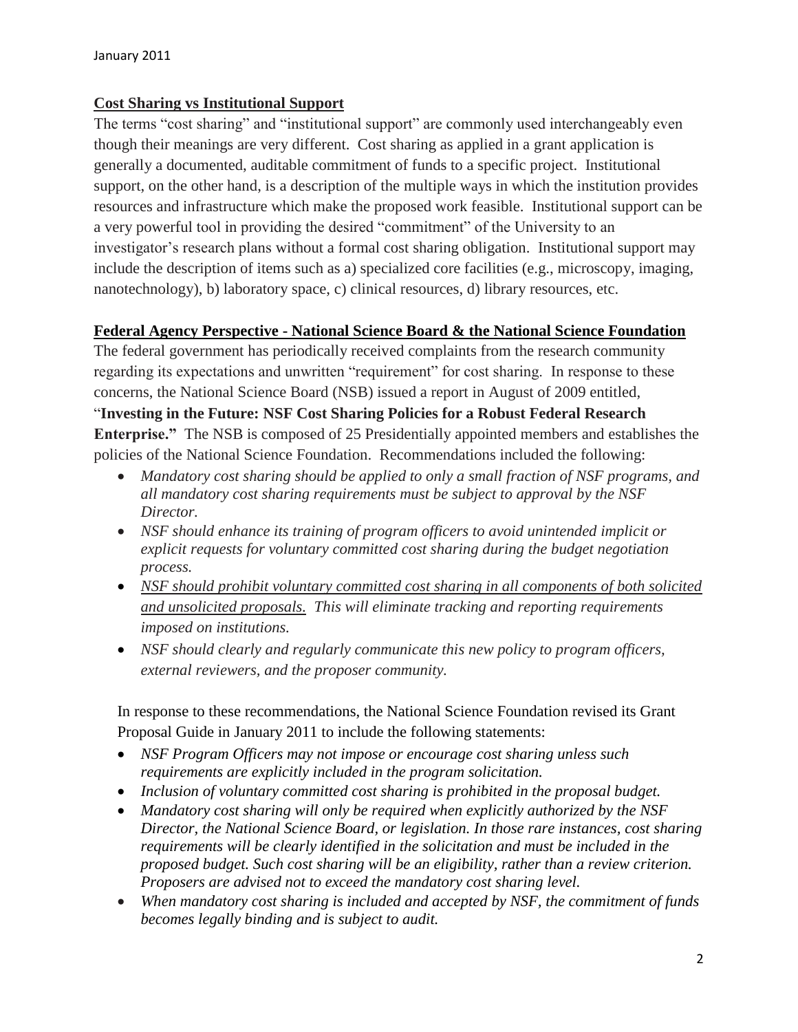## **Cost Sharing vs Institutional Support**

The terms "cost sharing" and "institutional support" are commonly used interchangeably even though their meanings are very different. Cost sharing as applied in a grant application is generally a documented, auditable commitment of funds to a specific project. Institutional support, on the other hand, is a description of the multiple ways in which the institution provides resources and infrastructure which make the proposed work feasible. Institutional support can be a very powerful tool in providing the desired "commitment" of the University to an investigator's research plans without a formal cost sharing obligation. Institutional support may include the description of items such as a) specialized core facilities (e.g., microscopy, imaging, nanotechnology), b) laboratory space, c) clinical resources, d) library resources, etc.

## **Federal Agency Perspective - National Science Board & the National Science Foundation**

The federal government has periodically received complaints from the research community regarding its expectations and unwritten "requirement" for cost sharing. In response to these concerns, the National Science Board (NSB) issued a report in August of 2009 entitled, "**Investing in the Future: NSF Cost Sharing Policies for a Robust Federal Research Enterprise."** The NSB is composed of 25 Presidentially appointed members and establishes the policies of the National Science Foundation. Recommendations included the following:

- *Mandatory cost sharing should be applied to only a small fraction of NSF programs, and all mandatory cost sharing requirements must be subject to approval by the NSF Director.*
- *NSF should enhance its training of program officers to avoid unintended implicit or explicit requests for voluntary committed cost sharing during the budget negotiation process.*
- <u>*NSF should prohibit voluntary committed cost sharing in all components of both solicited and unsolicited proposals.*</u> *This will eliminate tracking and reporting requirements imposed on institutions.*
- *NSF should clearly and regularly communicate this new policy to program officers, external reviewers, and the proposer community.*

In response to these recommendations, the National Science Foundation revised its Grant Proposal Guide in January 2011 to include the following statements:

- *NSF Program Officers may not impose or encourage cost sharing unless such requirements are explicitly included in the program solicitation.*
- *Inclusion of voluntary committed cost sharing is prohibited in the proposal budget.*
- *Mandatory cost sharing will only be required when explicitly authorized by the NSF Director, the National Science Board, or legislation. In those rare instances, cost sharing requirements will be clearly identified in the solicitation and must be included in the proposed budget. Such cost sharing will be an eligibility, rather than a review criterion. Proposers are advised not to exceed the mandatory cost sharing level.*
- *When mandatory cost sharing is included and accepted by NSF, the commitment of funds becomes legally binding and is subject to audit.*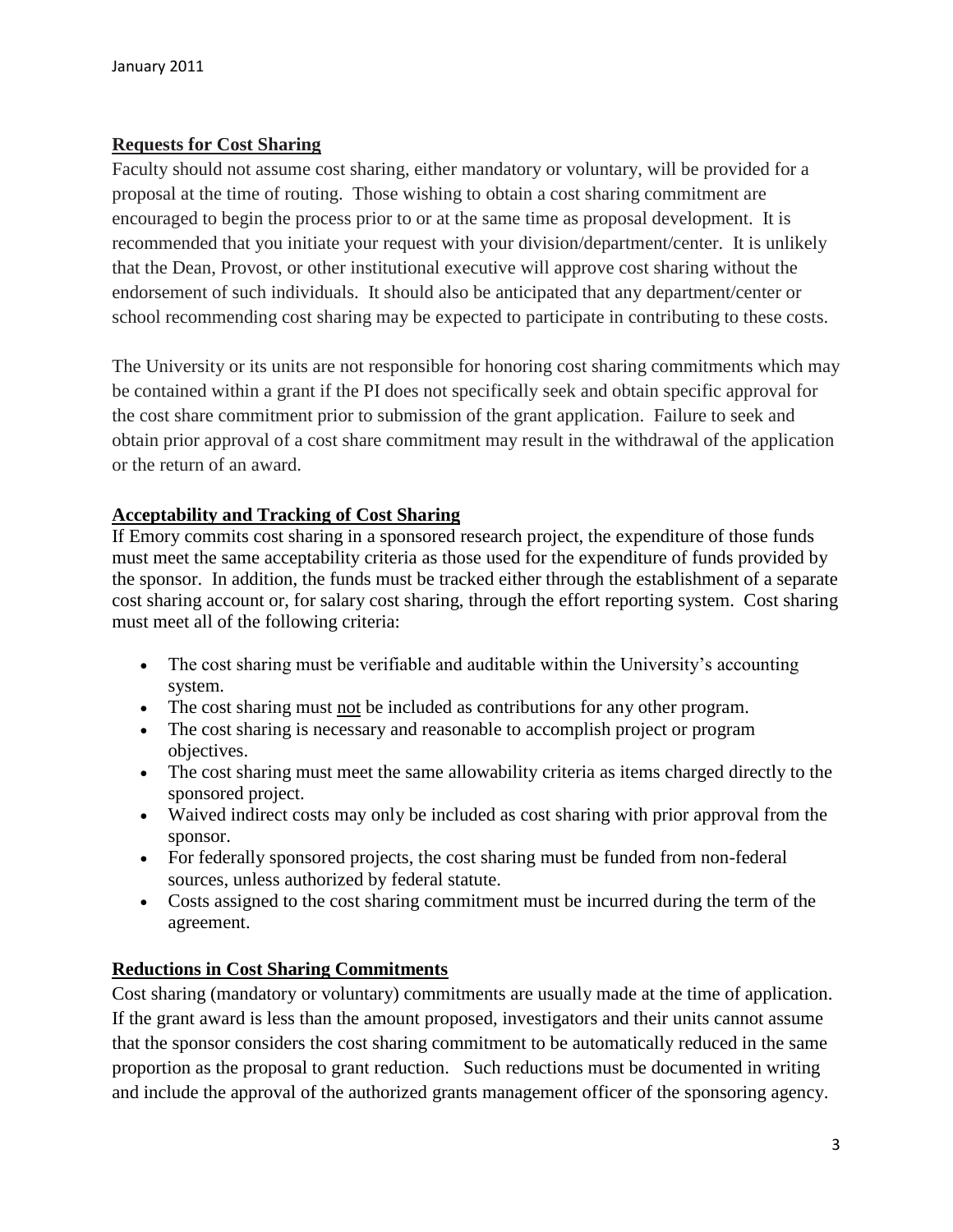## Requests for Cost Sharing

Faculty should not assume cost sharing, either mandatory or voluntary, will be provided for a proposal at the time of routing. Those wishing to obtain a cost sharing commitment are encouraged to begin the process prior to or at the same time as proposal development. It is recommended that you initiate your request with your division/department/center. It is unlikely that the Dean, Provost, or other institutional executive will approve cost sharing without the endorsement of such individuals. It should also be anticipated that any department/center or school recommending cost sharing may be expected to participate in contributing to these costs.

The University or its units are not responsible for honoring cost sharing commitments which may be contained within a grant if the PI does not specifically seek and obtain specific approval for the cost share commitment prior to submission of the grant application. Failure to seek and obtain prior approval of a cost share commitment may result in the withdrawal of the application or the return of an award.

## Acceptability and Tracking of Cost Sharing

If Emory commits cost sharing in a sponsored research project, the expenditure of those funds must meet the same acceptability criteria as those used for the expenditure of funds provided by the sponsor. In addition, the funds must be tracked either through the establishment of a separate cost sharing account or, for salary cost sharing, through the effort reporting system. Cost sharing must meet all of the following criteria:

- The cost sharing must be verifiable and auditable within the University's accounting system.
- The cost sharing must not be included as contributions for any other program.
- The cost sharing is necessary and reasonable to accomplish project or program objectives.
- The cost sharing must meet the same allowability criteria as items charged directly to the sponsored project.
- Waived indirect costs may only be included as cost sharing with prior approval from the sponsor.
- For federally sponsored projects, the cost sharing must be funded from non-federal sources, unless authorized by federal statute.
- Costs assigned to the cost sharing commitment must be incurred during the term of the agreement.

## Reductions in Cost Sharing Commitments

Cost sharing (mandatory or voluntary) commitments are usually made at the time of application. If the grant award is less than the amount proposed, investigators and their units cannot assume that the sponsor considers the cost sharing commitment to be automatically reduced in the same proportion as the proposal to grant reduction. Such reductions must be documented in writing and include the approval of the authorized grants management officer of the sponsoring agency.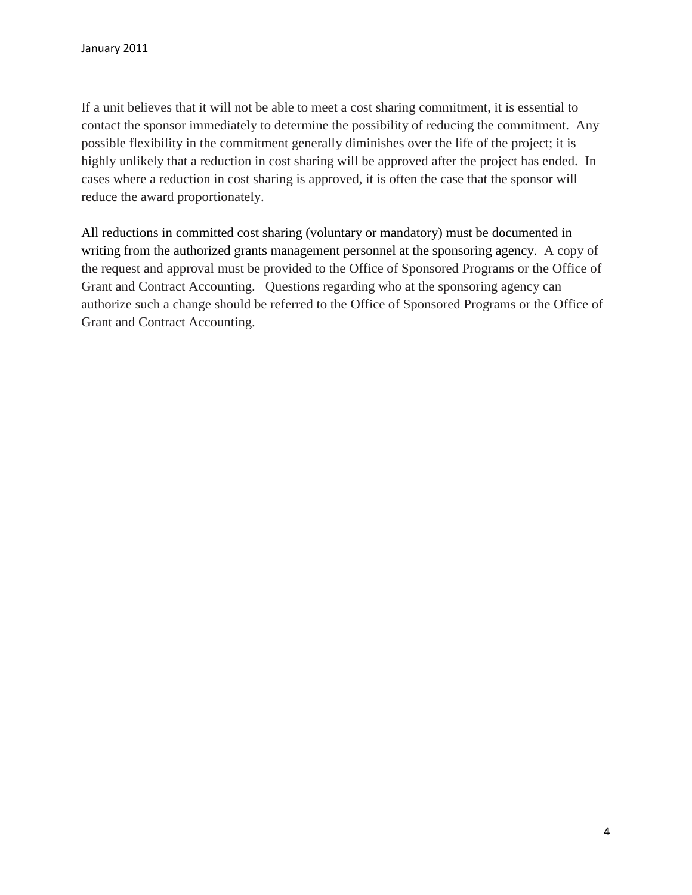If a unit believes that it will not be able to meet a cost sharing commitment, it is essential to contact the sponsor immediately to determine the possibility of reducing the commitment. Any possible flexibility in the commitment generally diminishes over the life of the project; it is highly unlikely that a reduction in cost sharing will be approved after the project has ended. In cases where a reduction in cost sharing is approved, it is often the case that the sponsor will reduce the award proportionately.

All reductions in committed cost sharing (voluntary or mandatory) must be documented in writing from the authorized grants management personnel at the sponsoring agency. A copy of the request and approval must be provided to the Office of Sponsored Programs or the Office of Grant and Contract Accounting. Questions regarding who at the sponsoring agency can authorize such a change should be referred to the Office of Sponsored Programs or the Office of Grant and Contract Accounting.